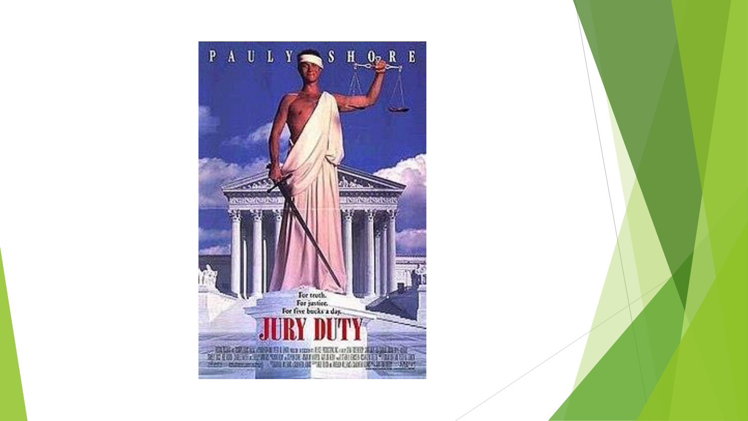PAULY SHORE

For truth.
For justice.
For five bucks a day.

JURY DUTY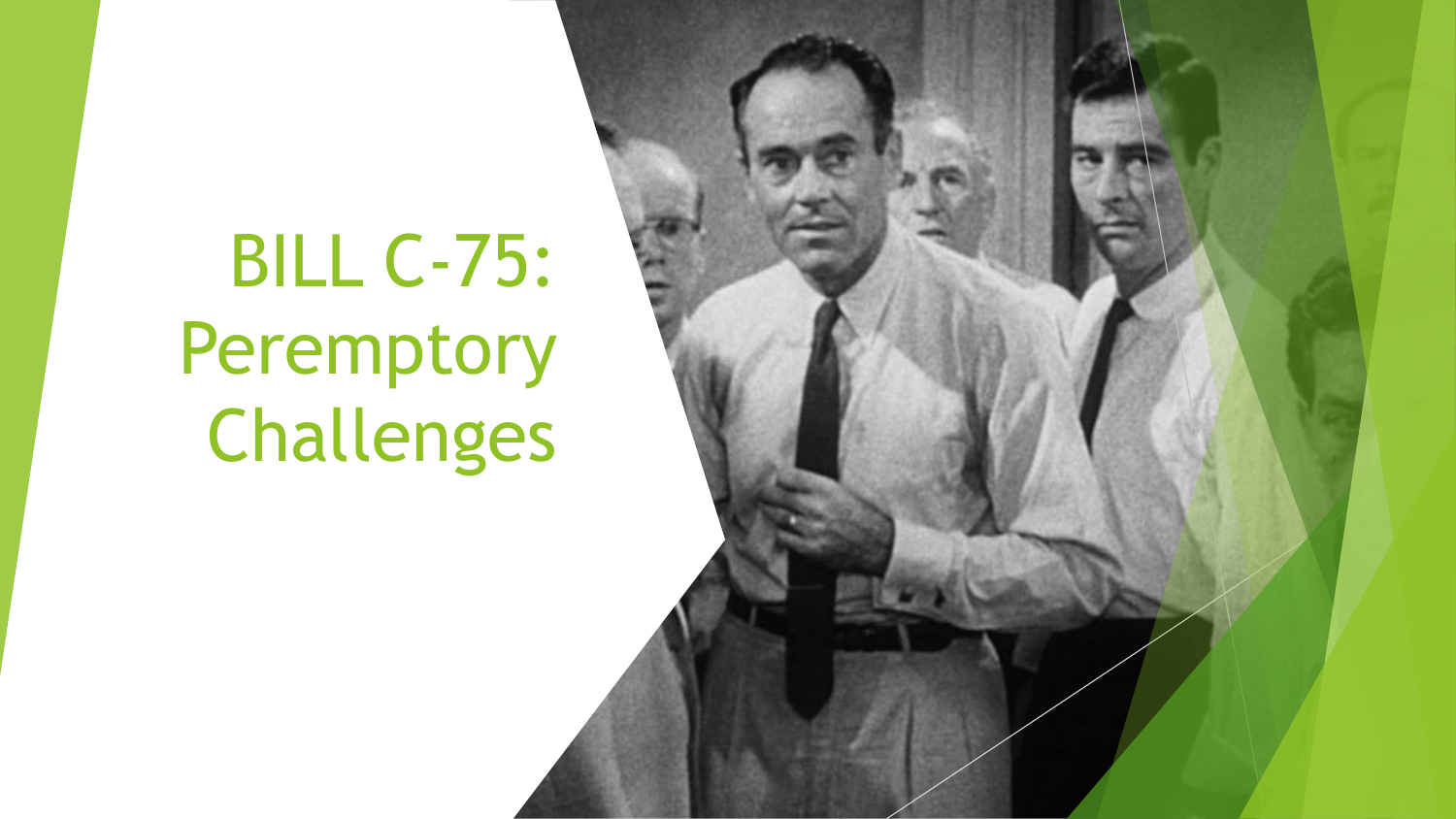# BILL C-75: Peremptory Challenges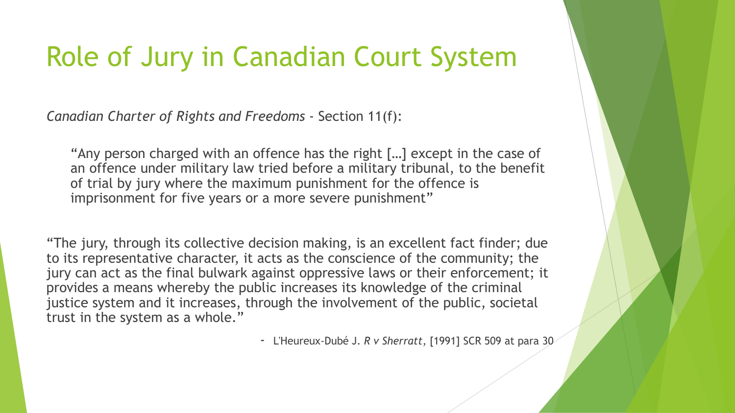# Role of Jury in Canadian Court System

*Canadian Charter of Rights and Freedoms* - Section 11(f):

> "Any person charged with an offence has the right […] except in the case of an offence under military law tried before a military tribunal, to the benefit of trial by jury where the maximum punishment for the offence is imprisonment for five years or a more severe punishment"

"The jury, through its collective decision making, is an excellent fact finder; due to its representative character, it acts as the conscience of the community; the jury can act as the final bulwark against oppressive laws or their enforcement; it provides a means whereby the public increases its knowledge of the criminal justice system and it increases, through the involvement of the public, societal trust in the system as a whole."

- L'Heureux-Dubé J. *R v Sherratt*, [1991] SCR 509 at para 30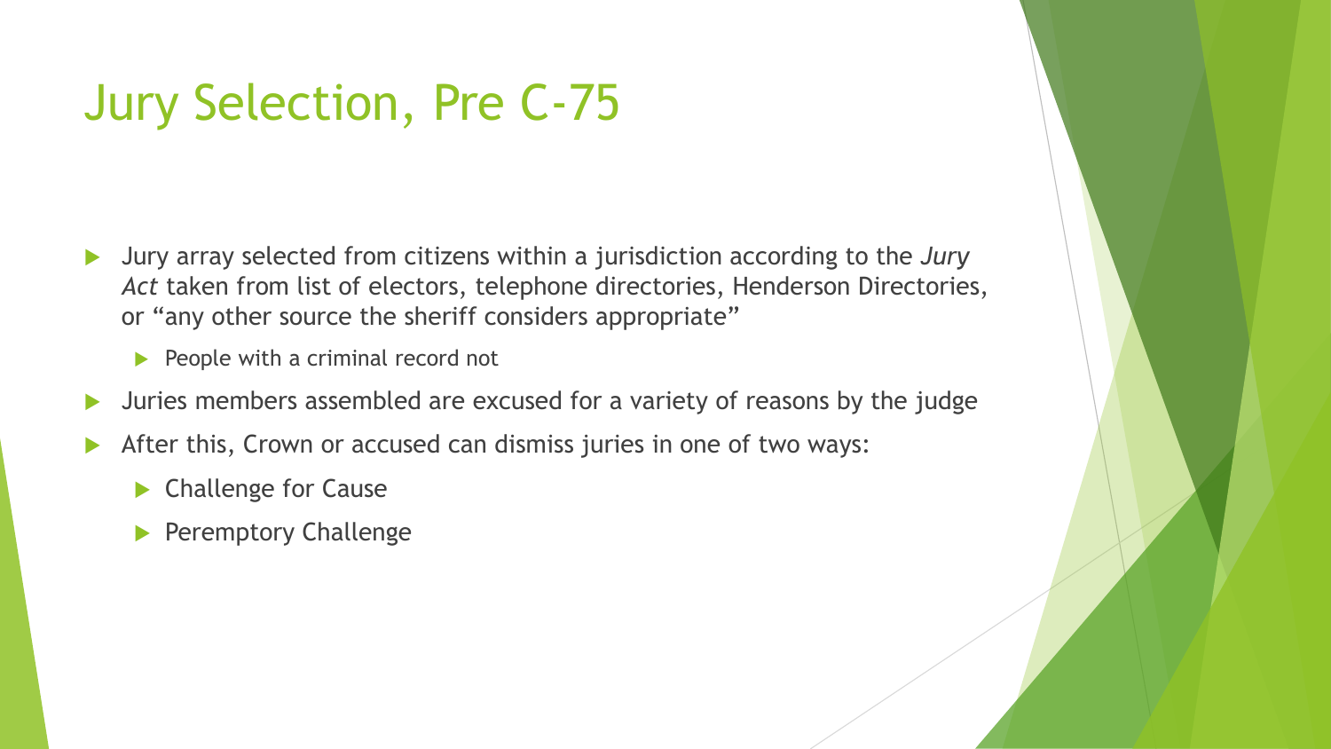# Jury Selection, Pre C-75

- Jury array selected from citizens within a jurisdiction according to the *Jury Act* taken from list of electors, telephone directories, Henderson Directories, or "any other source the sheriff considers appropriate"
  - People with a criminal record not
- Juries members assembled are excused for a variety of reasons by the judge
- After this, Crown or accused can dismiss juries in one of two ways:
  - Challenge for Cause
  - Peremptory Challenge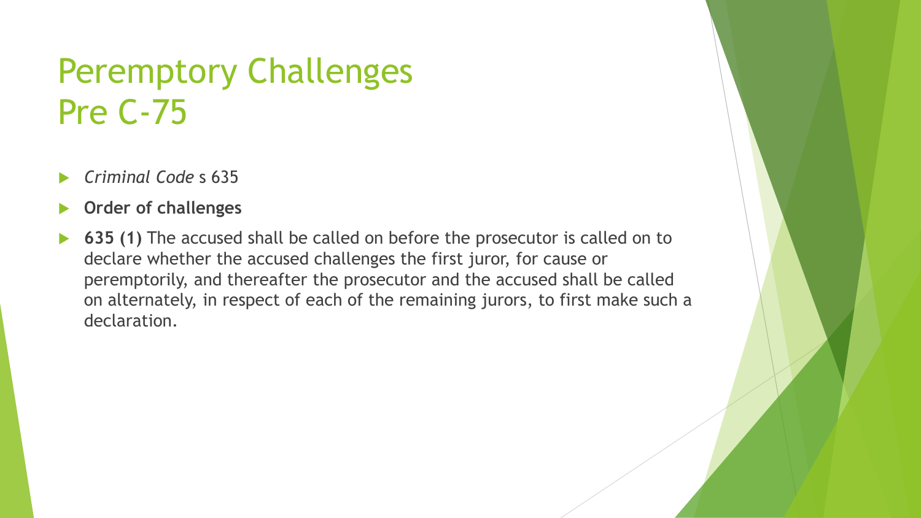# Peremptory Challenges Pre C-75

- *Criminal Code* s 635
- **Order of challenges**
- **635 (1)** The accused shall be called on before the prosecutor is called on to declare whether the accused challenges the first juror, for cause or peremptorily, and thereafter the prosecutor and the accused shall be called on alternately, in respect of each of the remaining jurors, to first make such a declaration.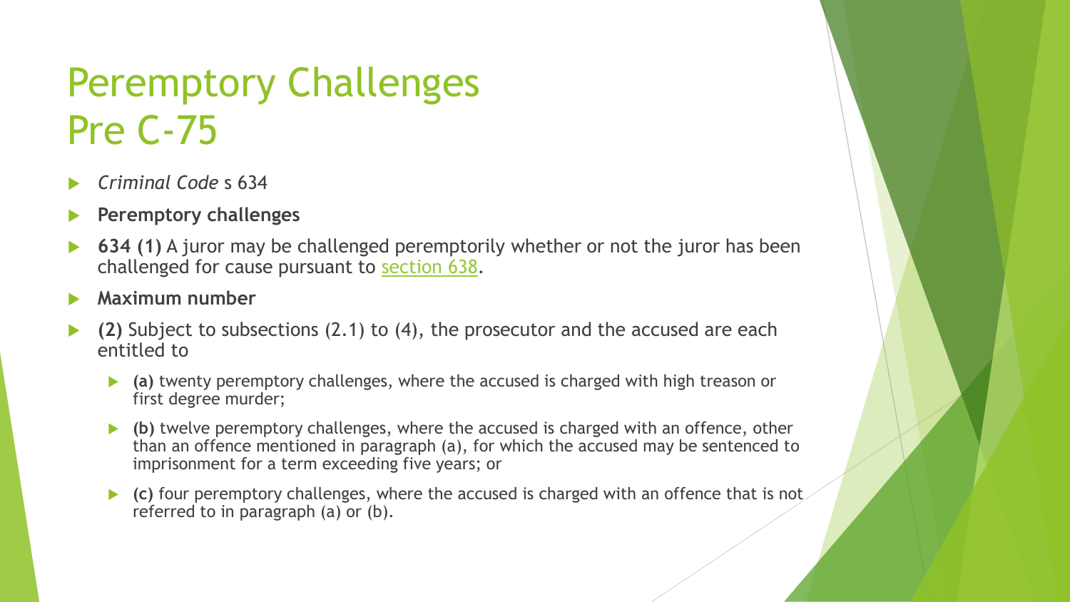# Peremptory Challenges Pre C-75

- *Criminal Code* s 634
- **Peremptory challenges**
- **634 (1)** A juror may be challenged peremptorily whether or not the juror has been challenged for cause pursuant to section 638.
- **Maximum number**
- **(2)** Subject to subsections (2.1) to (4), the prosecutor and the accused are each entitled to
  - **(a)** twenty peremptory challenges, where the accused is charged with high treason or first degree murder;
  - **(b)** twelve peremptory challenges, where the accused is charged with an offence, other than an offence mentioned in paragraph (a), for which the accused may be sentenced to imprisonment for a term exceeding five years; or
  - **(c)** four peremptory challenges, where the accused is charged with an offence that is not referred to in paragraph (a) or (b).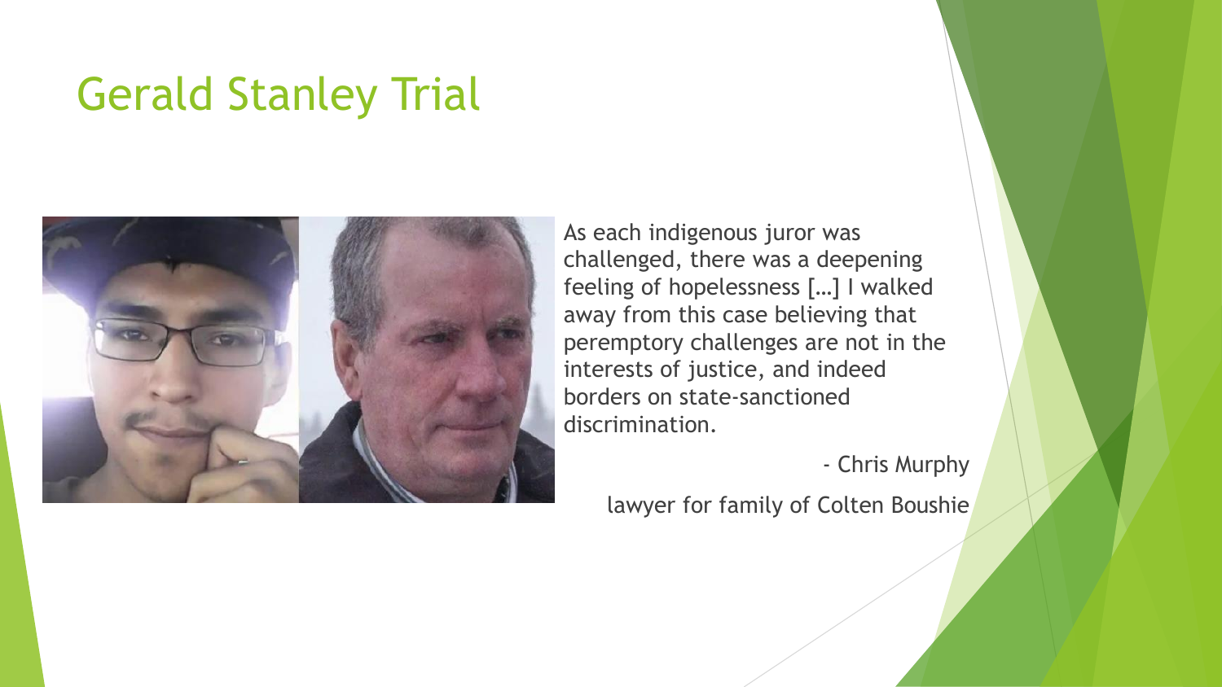# Gerald Stanley Trial

As each indigenous juror was challenged, there was a deepening feeling of hopelessness […] I walked away from this case believing that peremptory challenges are not in the interests of justice, and indeed borders on state-sanctioned discrimination.

- Chris Murphy

lawyer for family of Colten Boushie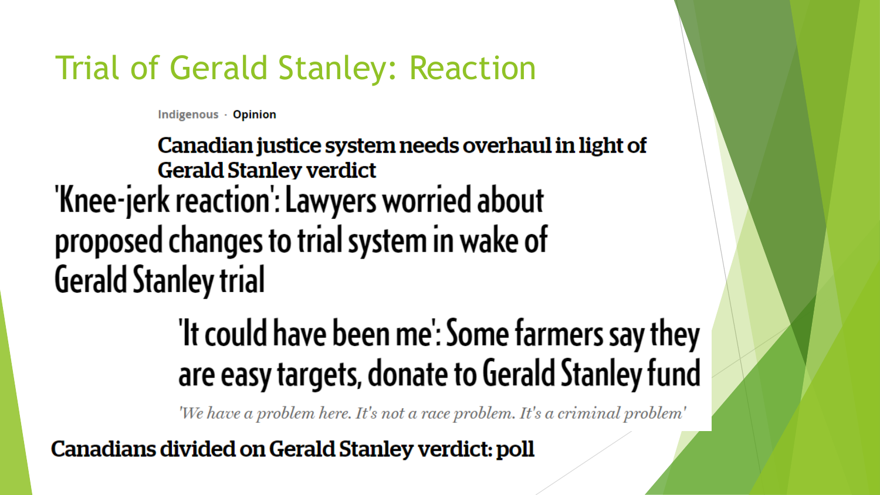# Trial of Gerald Stanley: Reaction

Indigenous · **Opinion**

**Canadian justice system needs overhaul in light of Gerald Stanley verdict**

**'Knee-jerk reaction': Lawyers worried about proposed changes to trial system in wake of Gerald Stanley trial**

**'It could have been me': Some farmers say they are easy targets, donate to Gerald Stanley fund**

*'We have a problem here. It's not a race problem. It's a criminal problem'*

**Canadians divided on Gerald Stanley verdict: poll**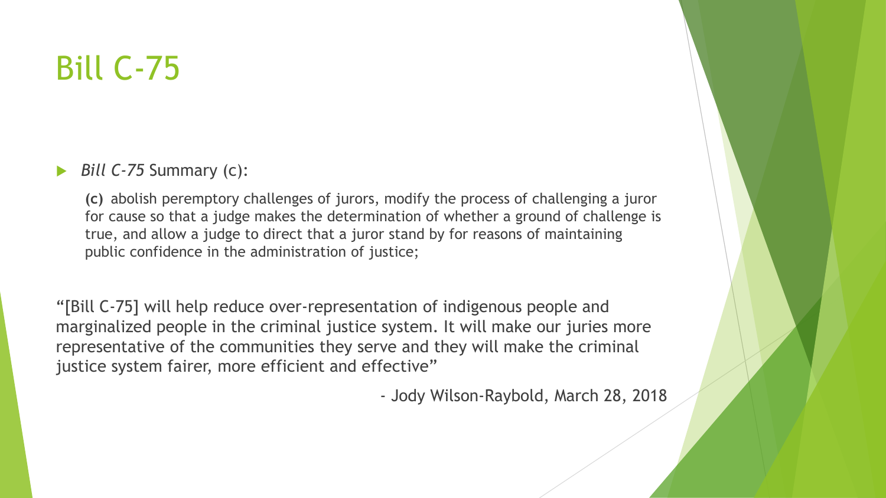# Bill C-75

- *Bill C-75* Summary (c):

  **(c)** abolish peremptory challenges of jurors, modify the process of challenging a juror for cause so that a judge makes the determination of whether a ground of challenge is true, and allow a judge to direct that a juror stand by for reasons of maintaining public confidence in the administration of justice;

"[Bill C-75] will help reduce over-representation of indigenous people and marginalized people in the criminal justice system. It will make our juries more representative of the communities they serve and they will make the criminal justice system fairer, more efficient and effective"

\- Jody Wilson-Raybold, March 28, 2018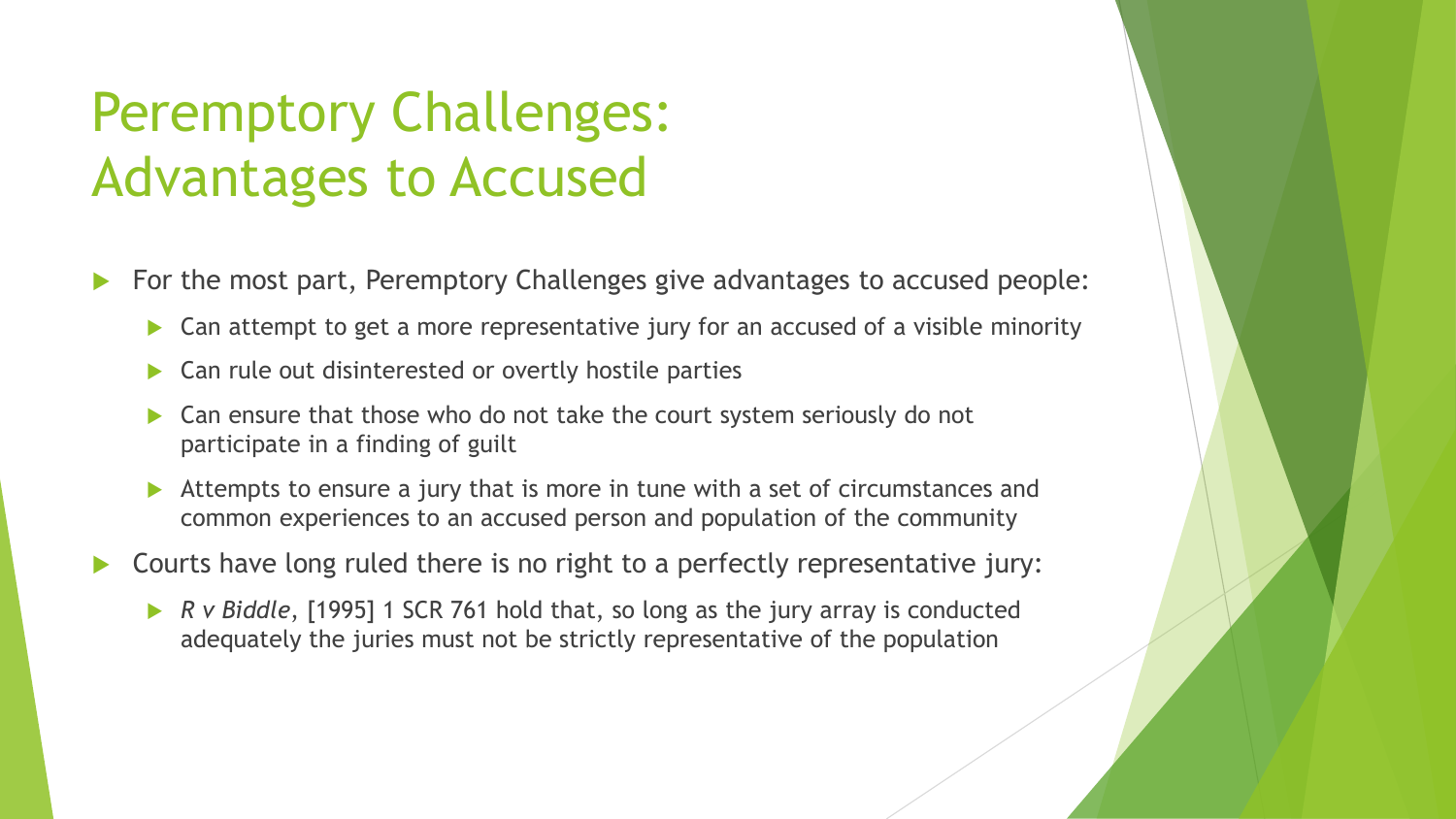# Peremptory Challenges: Advantages to Accused

- For the most part, Peremptory Challenges give advantages to accused people:
  - Can attempt to get a more representative jury for an accused of a visible minority
  - Can rule out disinterested or overtly hostile parties
  - Can ensure that those who do not take the court system seriously do not participate in a finding of guilt
  - Attempts to ensure a jury that is more in tune with a set of circumstances and common experiences to an accused person and population of the community
- Courts have long ruled there is no right to a perfectly representative jury:
  - *R v Biddle*, [1995] 1 SCR 761 hold that, so long as the jury array is conducted adequately the juries must not be strictly representative of the population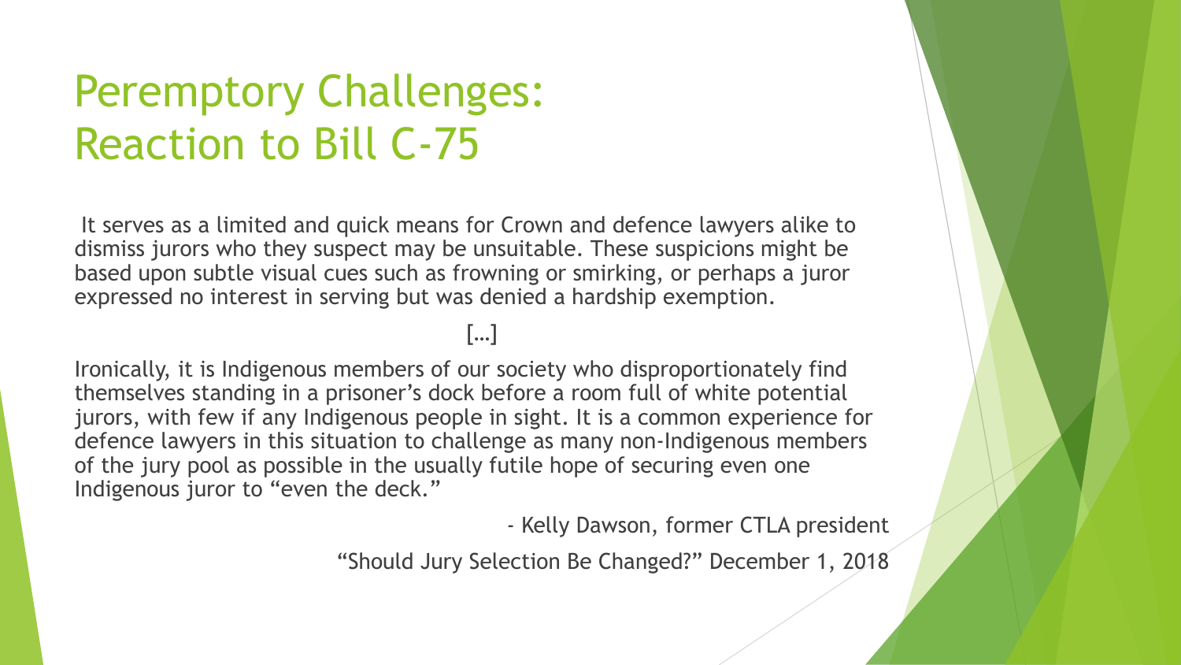# Peremptory Challenges: Reaction to Bill C-75

It serves as a limited and quick means for Crown and defence lawyers alike to dismiss jurors who they suspect may be unsuitable. These suspicions might be based upon subtle visual cues such as frowning or smirking, or perhaps a juror expressed no interest in serving but was denied a hardship exemption.

[…]

Ironically, it is Indigenous members of our society who disproportionately find themselves standing in a prisoner's dock before a room full of white potential jurors, with few if any Indigenous people in sight. It is a common experience for defence lawyers in this situation to challenge as many non-Indigenous members of the jury pool as possible in the usually futile hope of securing even one Indigenous juror to "even the deck."

- Kelly Dawson, former CTLA president

"Should Jury Selection Be Changed?" December 1, 2018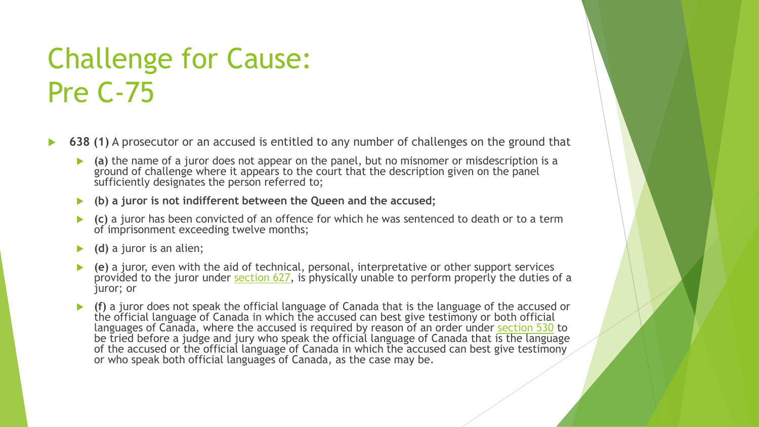# Challenge for Cause: Pre C-75

- **638 (1)** A prosecutor or an accused is entitled to any number of challenges on the ground that
  - **(a)** the name of a juror does not appear on the panel, but no misnomer or misdescription is a ground of challenge where it appears to the court that the description given on the panel sufficiently designates the person referred to;
  - **(b) a juror is not indifferent between the Queen and the accused;**
  - **(c)** a juror has been convicted of an offence for which he was sentenced to death or to a term of imprisonment exceeding twelve months;
  - **(d)** a juror is an alien;
  - **(e)** a juror, even with the aid of technical, personal, interpretative or other support services provided to the juror under section 627, is physically unable to perform properly the duties of a juror; or
  - **(f)** a juror does not speak the official language of Canada that is the language of the accused or the official language of Canada in which the accused can best give testimony or both official languages of Canada, where the accused is required by reason of an order under section 530 to be tried before a judge and jury who speak the official language of Canada that is the language of the accused or the official language of Canada in which the accused can best give testimony or who speak both official languages of Canada, as the case may be.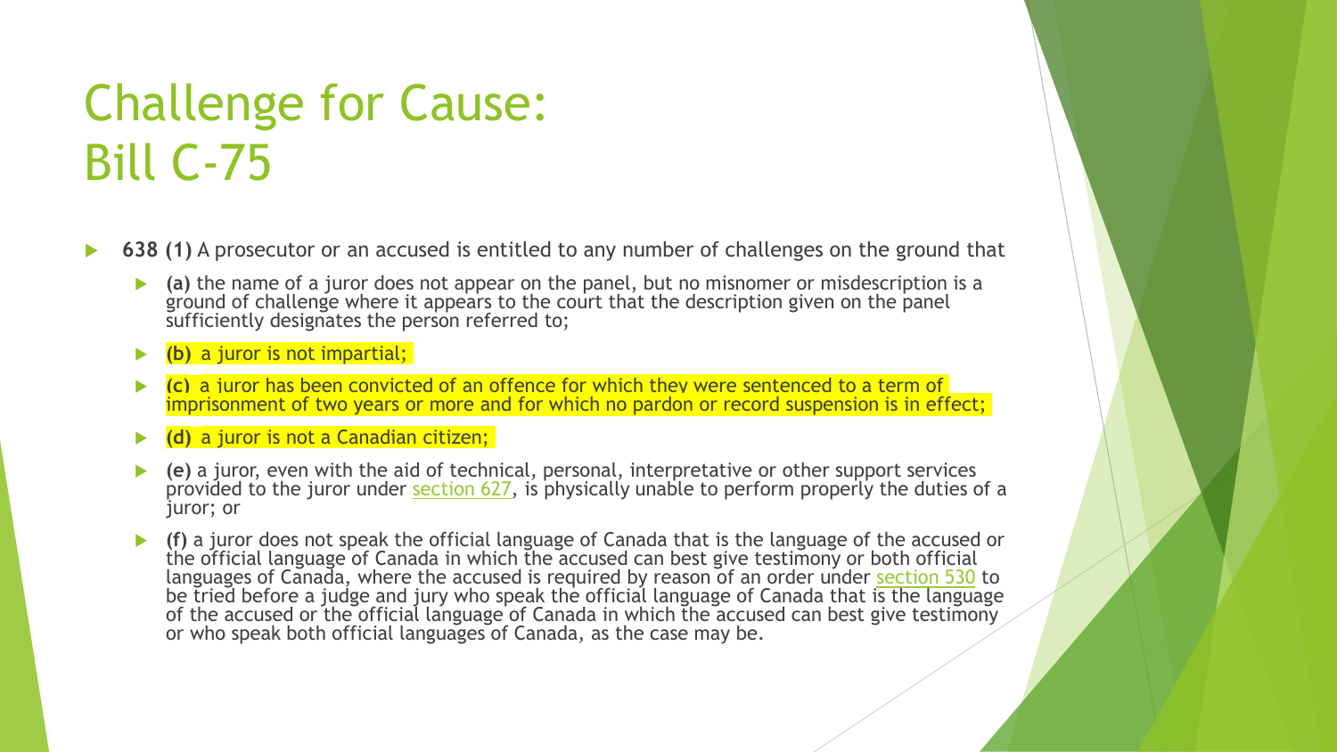# Challenge for Cause: Bill C-75

- **638 (1)** A prosecutor or an accused is entitled to any number of challenges on the ground that
  - **(a)** the name of a juror does not appear on the panel, but no misnomer or misdescription is a ground of challenge where it appears to the court that the description given on the panel sufficiently designates the person referred to;
  - **(b)** a juror is not impartial;
  - **(c)** a juror has been convicted of an offence for which they were sentenced to a term of imprisonment of two years or more and for which no pardon or record suspension is in effect;
  - **(d)** a juror is not a Canadian citizen;
  - **(e)** a juror, even with the aid of technical, personal, interpretative or other support services provided to the juror under section 627, is physically unable to perform properly the duties of a juror; or
  - **(f)** a juror does not speak the official language of Canada that is the language of the accused or the official language of Canada in which the accused can best give testimony or both official languages of Canada, where the accused is required by reason of an order under section 530 to be tried before a judge and jury who speak the official language of Canada that is the language of the accused or the official language of Canada in which the accused can best give testimony or who speak both official languages of Canada, as the case may be.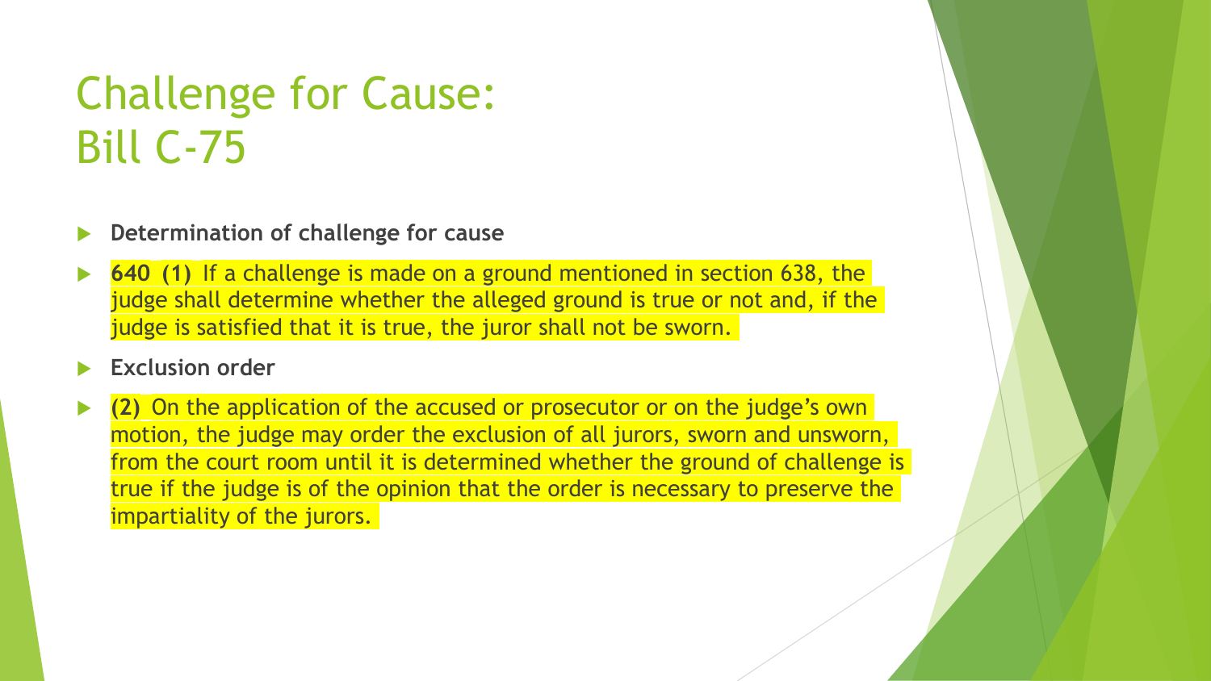# Challenge for Cause: Bill C-75

- **Determination of challenge for cause**
- **640 (1)** If a challenge is made on a ground mentioned in section 638, the judge shall determine whether the alleged ground is true or not and, if the judge is satisfied that it is true, the juror shall not be sworn.
- **Exclusion order**
- **(2)** On the application of the accused or prosecutor or on the judge's own motion, the judge may order the exclusion of all jurors, sworn and unsworn, from the court room until it is determined whether the ground of challenge is true if the judge is of the opinion that the order is necessary to preserve the impartiality of the jurors.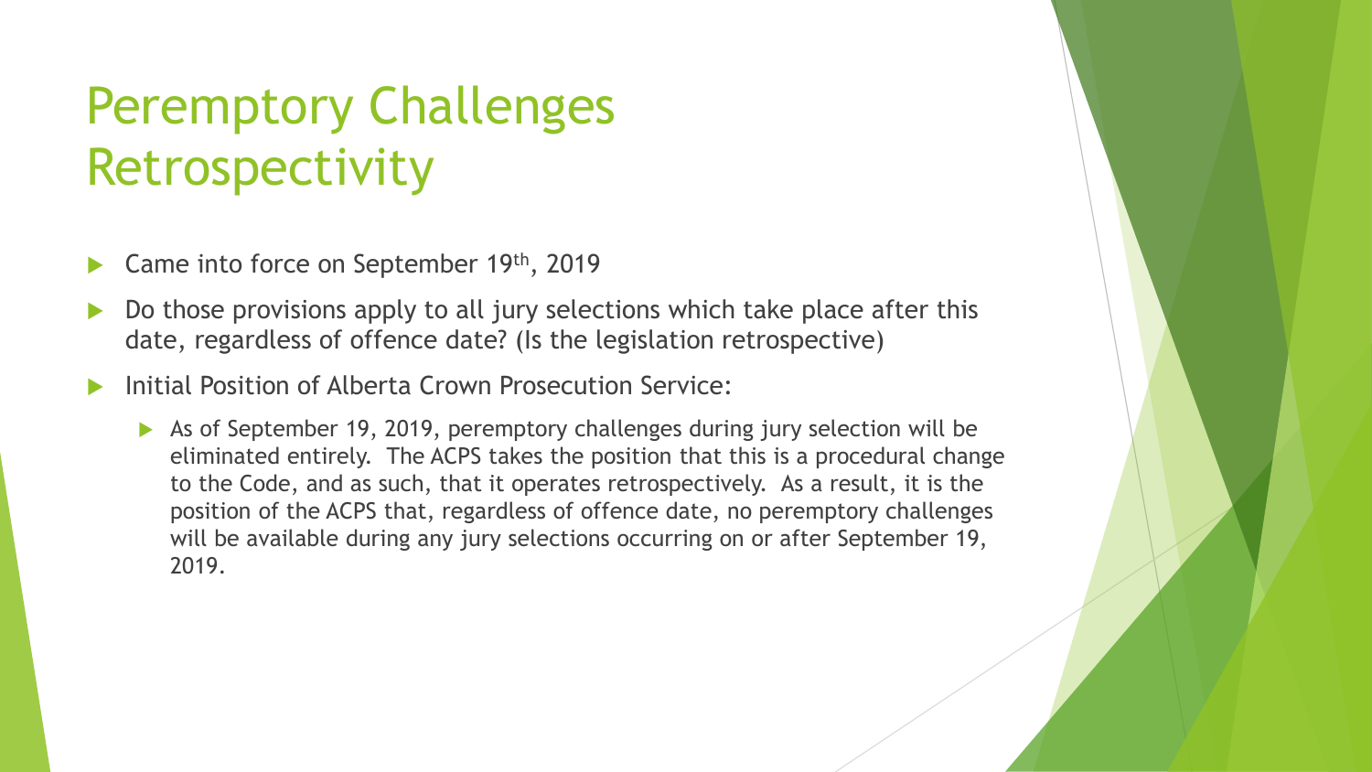# Peremptory Challenges Retrospectivity

- Came into force on September 19th, 2019
- Do those provisions apply to all jury selections which take place after this date, regardless of offence date? (Is the legislation retrospective)
- Initial Position of Alberta Crown Prosecution Service:
  - As of September 19, 2019, peremptory challenges during jury selection will be eliminated entirely. The ACPS takes the position that this is a procedural change to the Code, and as such, that it operates retrospectively. As a result, it is the position of the ACPS that, regardless of offence date, no peremptory challenges will be available during any jury selections occurring on or after September 19, 2019.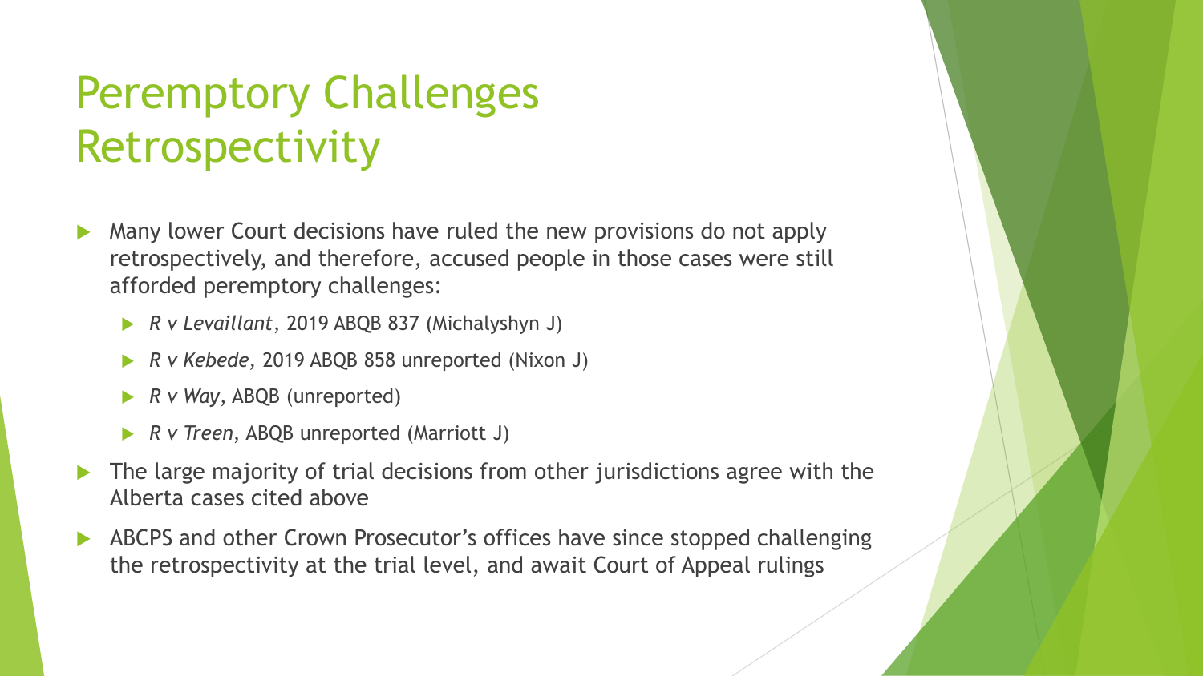# Peremptory Challenges Retrospectivity

- Many lower Court decisions have ruled the new provisions do not apply retrospectively, and therefore, accused people in those cases were still afforded peremptory challenges:
  - *R v Levaillant*, 2019 ABQB 837 (Michalyshyn J)
  - *R v Kebede,* 2019 ABQB 858 unreported (Nixon J)
  - *R v Way*, ABQB (unreported)
  - *R v Treen*, ABQB unreported (Marriott J)
- The large majority of trial decisions from other jurisdictions agree with the Alberta cases cited above
- ABCPS and other Crown Prosecutor's offices have since stopped challenging the retrospectivity at the trial level, and await Court of Appeal rulings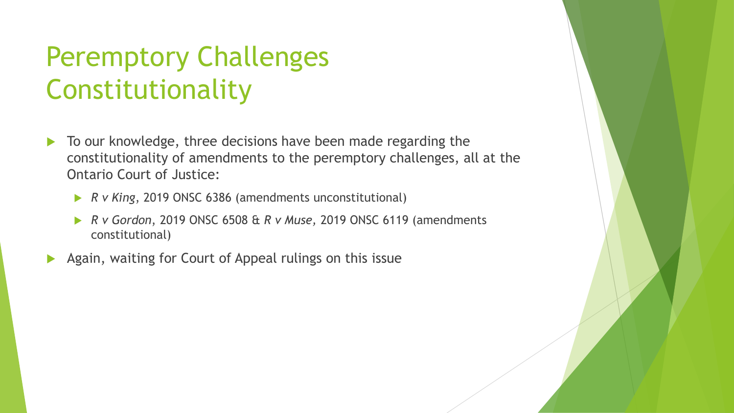# Peremptory Challenges Constitutionality

- To our knowledge, three decisions have been made regarding the constitutionality of amendments to the peremptory challenges, all at the Ontario Court of Justice:
  - *R v King*, 2019 ONSC 6386 (amendments unconstitutional)
  - *R v Gordon*, 2019 ONSC 6508 & *R v Muse*, 2019 ONSC 6119 (amendments constitutional)
- Again, waiting for Court of Appeal rulings on this issue